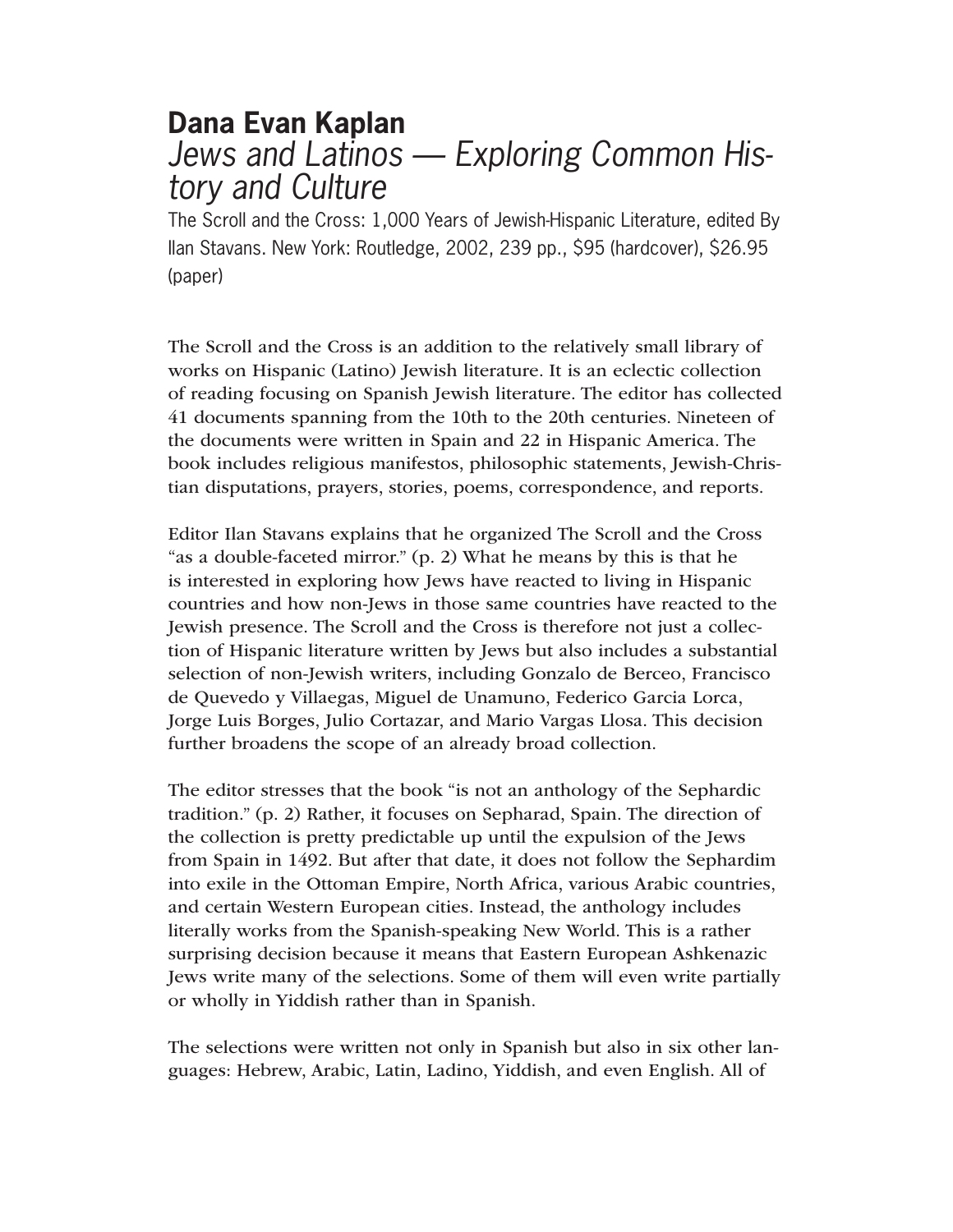# Dana Evan Kaplan

## *Jews and Latinos — Exploring Common History and Culture*

The Scroll and the Cross: 1,000 Years of Jewish-Hispanic Literature, edited By Ilan Stavans. New York: Routledge, 2002, 239 pp., $95 (hardcover), $26.95 (paper)

The Scroll and the Cross is an addition to the relatively small library of works on Hispanic (Latino) Jewish literature. It is an eclectic collection of reading focusing on Spanish Jewish literature. The editor has collected 41 documents spanning from the 10th to the 20th centuries. Nineteen of the documents were written in Spain and 22 in Hispanic America. The book includes religious manifestos, philosophic statements, Jewish-Christian disputations, prayers, stories, poems, correspondence, and reports.

Editor Ilan Stavans explains that he organized The Scroll and the Cross "as a double-faceted mirror." (p. 2) What he means by this is that he is interested in exploring how Jews have reacted to living in Hispanic countries and how non-Jews in those same countries have reacted to the Jewish presence. The Scroll and the Cross is therefore not just a collection of Hispanic literature written by Jews but also includes a substantial selection of non-Jewish writers, including Gonzalo de Berceo, Francisco de Quevedo y Villaegas, Miguel de Unamuno, Federico Garcia Lorca, Jorge Luis Borges, Julio Cortazar, and Mario Vargas Llosa. This decision further broadens the scope of an already broad collection.

The editor stresses that the book "is not an anthology of the Sephardic tradition." (p. 2) Rather, it focuses on Sepharad, Spain. The direction of the collection is pretty predictable up until the expulsion of the Jews from Spain in 1492. But after that date, it does not follow the Sephardim into exile in the Ottoman Empire, North Africa, various Arabic countries, and certain Western European cities. Instead, the anthology includes literally works from the Spanish-speaking New World. This is a rather surprising decision because it means that Eastern European Ashkenazic Jews write many of the selections. Some of them will even write partially or wholly in Yiddish rather than in Spanish.

The selections were written not only in Spanish but also in six other languages: Hebrew, Arabic, Latin, Ladino, Yiddish, and even English. All of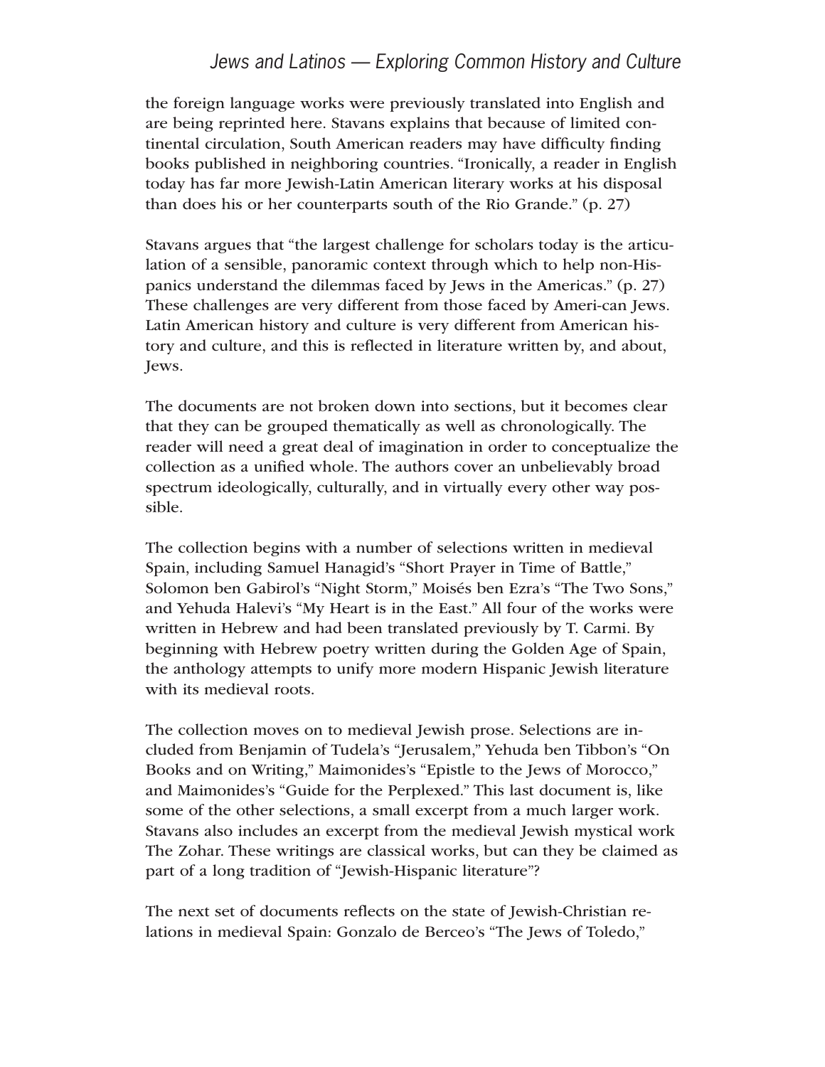the foreign language works were previously translated into English and are being reprinted here. Stavans explains that because of limited continental circulation, South American readers may have difficulty finding books published in neighboring countries. "Ironically, a reader in English today has far more Jewish-Latin American literary works at his disposal than does his or her counterparts south of the Rio Grande." (p. 27)

Stavans argues that "the largest challenge for scholars today is the articulation of a sensible, panoramic context through which to help non-Hispanics understand the dilemmas faced by Jews in the Americas." (p. 27) These challenges are very different from those faced by Ameri-can Jews. Latin American history and culture is very different from American history and culture, and this is reflected in literature written by, and about, Jews.

The documents are not broken down into sections, but it becomes clear that they can be grouped thematically as well as chronologically. The reader will need a great deal of imagination in order to conceptualize the collection as a unified whole. The authors cover an unbelievably broad spectrum ideologically, culturally, and in virtually every other way possible.

The collection begins with a number of selections written in medieval Spain, including Samuel Hanagid's "Short Prayer in Time of Battle," Solomon ben Gabirol's "Night Storm," Moisés ben Ezra's "The Two Sons," and Yehuda Halevi's "My Heart is in the East." All four of the works were written in Hebrew and had been translated previously by T. Carmi. By beginning with Hebrew poetry written during the Golden Age of Spain, the anthology attempts to unify more modern Hispanic Jewish literature with its medieval roots.

The collection moves on to medieval Jewish prose. Selections are included from Benjamin of Tudela's "Jerusalem," Yehuda ben Tibbon's "On Books and on Writing," Maimonides's "Epistle to the Jews of Morocco," and Maimonides's "Guide for the Perplexed." This last document is, like some of the other selections, a small excerpt from a much larger work. Stavans also includes an excerpt from the medieval Jewish mystical work The Zohar. These writings are classical works, but can they be claimed as part of a long tradition of "Jewish-Hispanic literature"?

The next set of documents reflects on the state of Jewish-Christian relations in medieval Spain: Gonzalo de Berceo's "The Jews of Toledo,"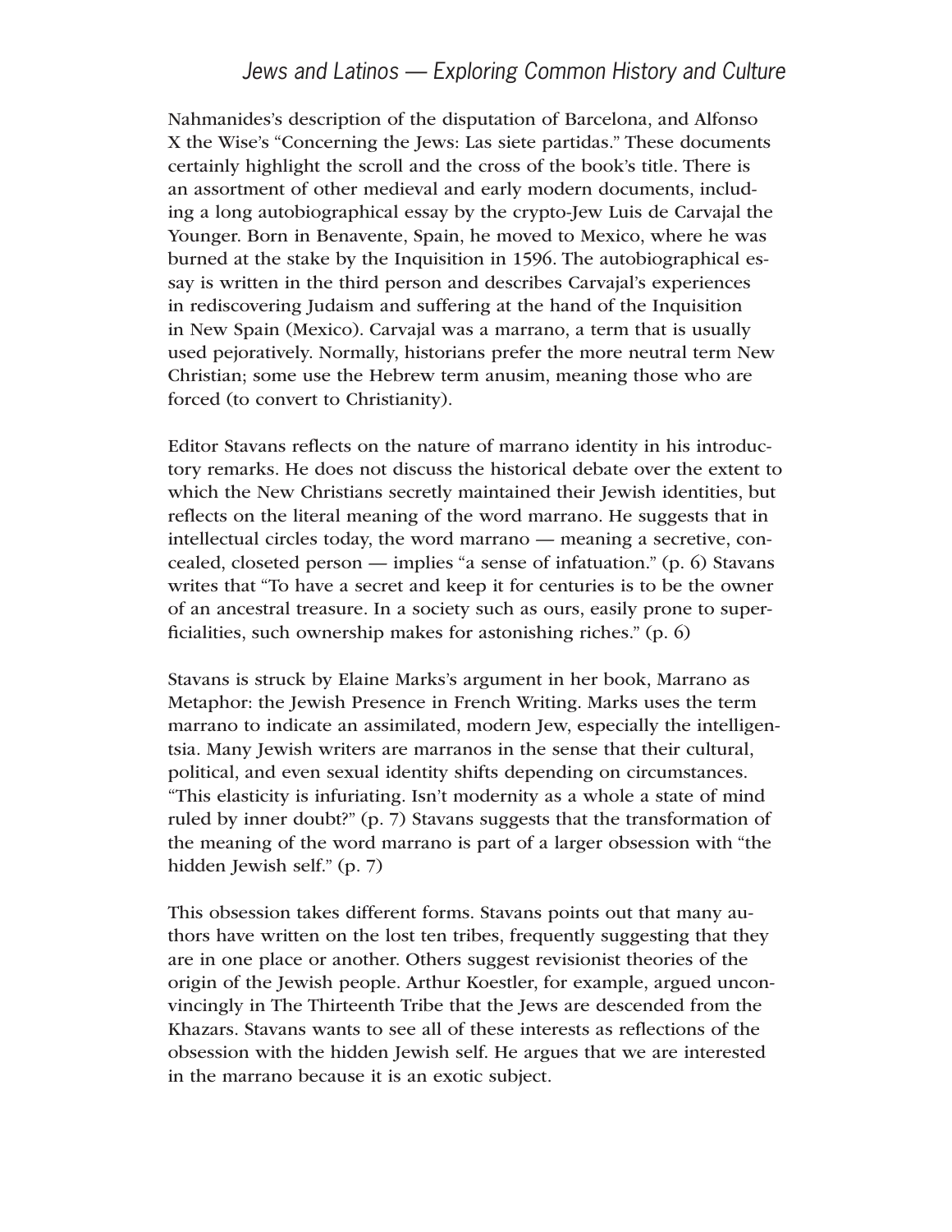Nahmanides's description of the disputation of Barcelona, and Alfonso X the Wise's "Concerning the Jews: Las siete partidas." These documents certainly highlight the scroll and the cross of the book's title. There is an assortment of other medieval and early modern documents, including a long autobiographical essay by the crypto-Jew Luis de Carvajal the Younger. Born in Benavente, Spain, he moved to Mexico, where he was burned at the stake by the Inquisition in 1596. The autobiographical essay is written in the third person and describes Carvajal's experiences in rediscovering Judaism and suffering at the hand of the Inquisition in New Spain (Mexico). Carvajal was a marrano, a term that is usually used pejoratively. Normally, historians prefer the more neutral term New Christian; some use the Hebrew term anusim, meaning those who are forced (to convert to Christianity).

Editor Stavans reflects on the nature of marrano identity in his introductory remarks. He does not discuss the historical debate over the extent to which the New Christians secretly maintained their Jewish identities, but reflects on the literal meaning of the word marrano. He suggests that in intellectual circles today, the word marrano — meaning a secretive, concealed, closeted person — implies "a sense of infatuation." (p. 6) Stavans writes that "To have a secret and keep it for centuries is to be the owner of an ancestral treasure. In a society such as ours, easily prone to superficialities, such ownership makes for astonishing riches." (p. 6)

Stavans is struck by Elaine Marks's argument in her book, Marrano as Metaphor: the Jewish Presence in French Writing. Marks uses the term marrano to indicate an assimilated, modern Jew, especially the intelligentsia. Many Jewish writers are marranos in the sense that their cultural, political, and even sexual identity shifts depending on circumstances. "This elasticity is infuriating. Isn't modernity as a whole a state of mind ruled by inner doubt?" (p. 7) Stavans suggests that the transformation of the meaning of the word marrano is part of a larger obsession with "the hidden Jewish self." (p. 7)

This obsession takes different forms. Stavans points out that many authors have written on the lost ten tribes, frequently suggesting that they are in one place or another. Others suggest revisionist theories of the origin of the Jewish people. Arthur Koestler, for example, argued unconvincingly in The Thirteenth Tribe that the Jews are descended from the Khazars. Stavans wants to see all of these interests as reflections of the obsession with the hidden Jewish self. He argues that we are interested in the marrano because it is an exotic subject.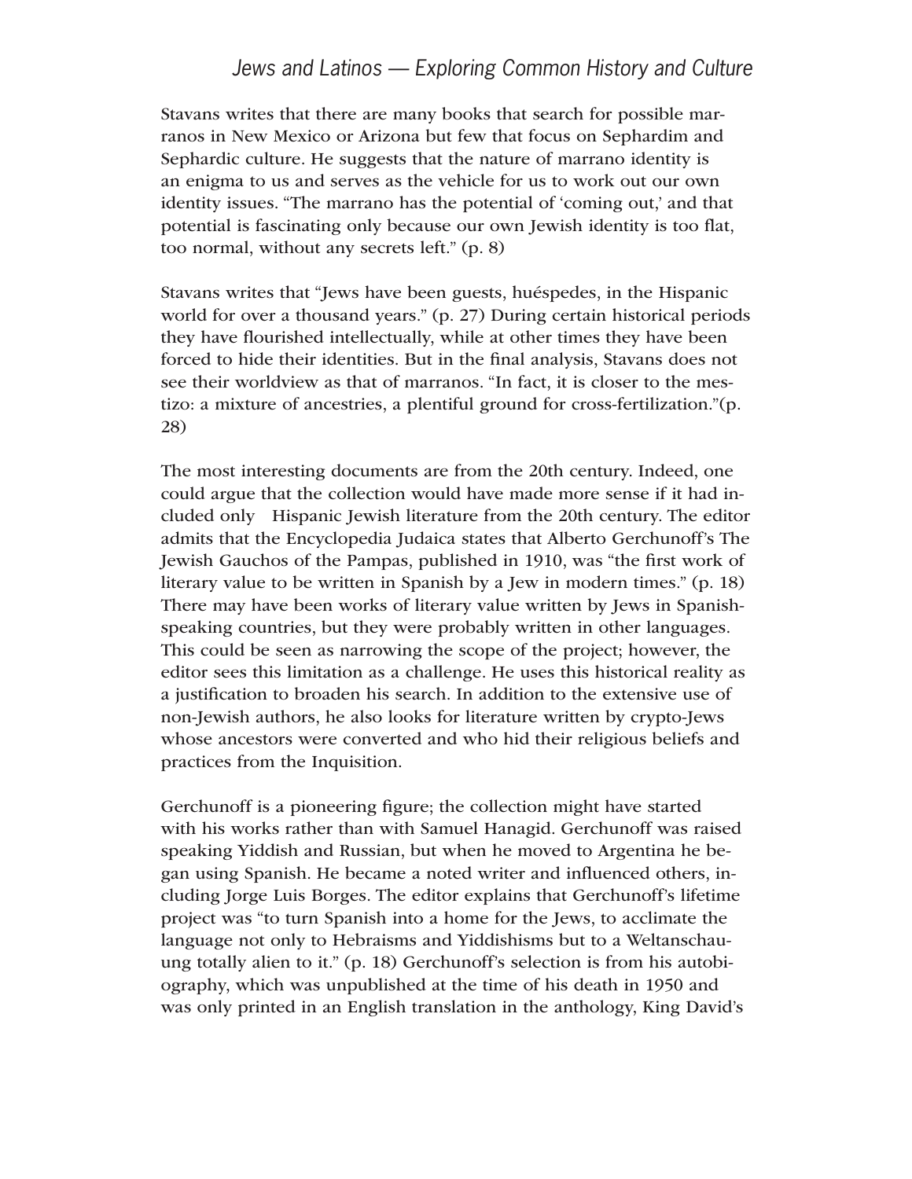Stavans writes that there are many books that search for possible marranos in New Mexico or Arizona but few that focus on Sephardim and Sephardic culture. He suggests that the nature of marrano identity is an enigma to us and serves as the vehicle for us to work out our own identity issues. “The marrano has the potential of ‘coming out,’ and that potential is fascinating only because our own Jewish identity is too flat, too normal, without any secrets left.” (p. 8)

Stavans writes that “Jews have been guests, huéspedes, in the Hispanic world for over a thousand years.” (p. 27) During certain historical periods they have flourished intellectually, while at other times they have been forced to hide their identities. But in the final analysis, Stavans does not see their worldview as that of marranos. “In fact, it is closer to the mestizo: a mixture of ancestries, a plentiful ground for cross-fertilization.”(p. 28)

The most interesting documents are from the 20th century. Indeed, one could argue that the collection would have made more sense if it had included only Hispanic Jewish literature from the 20th century. The editor admits that the Encyclopedia Judaica states that Alberto Gerchunoff’s The Jewish Gauchos of the Pampas, published in 1910, was “the first work of literary value to be written in Spanish by a Jew in modern times.” (p. 18) There may have been works of literary value written by Jews in Spanish-speaking countries, but they were probably written in other languages. This could be seen as narrowing the scope of the project; however, the editor sees this limitation as a challenge. He uses this historical reality as a justification to broaden his search. In addition to the extensive use of non-Jewish authors, he also looks for literature written by crypto-Jews whose ancestors were converted and who hid their religious beliefs and practices from the Inquisition.

Gerchunoff is a pioneering figure; the collection might have started with his works rather than with Samuel Hanagid. Gerchunoff was raised speaking Yiddish and Russian, but when he moved to Argentina he began using Spanish. He became a noted writer and influenced others, including Jorge Luis Borges. The editor explains that Gerchunoff’s lifetime project was “to turn Spanish into a home for the Jews, to acclimate the language not only to Hebraisms and Yiddishisms but to a Weltanschauung totally alien to it.” (p. 18) Gerchunoff’s selection is from his autobiography, which was unpublished at the time of his death in 1950 and was only printed in an English translation in the anthology, King David’s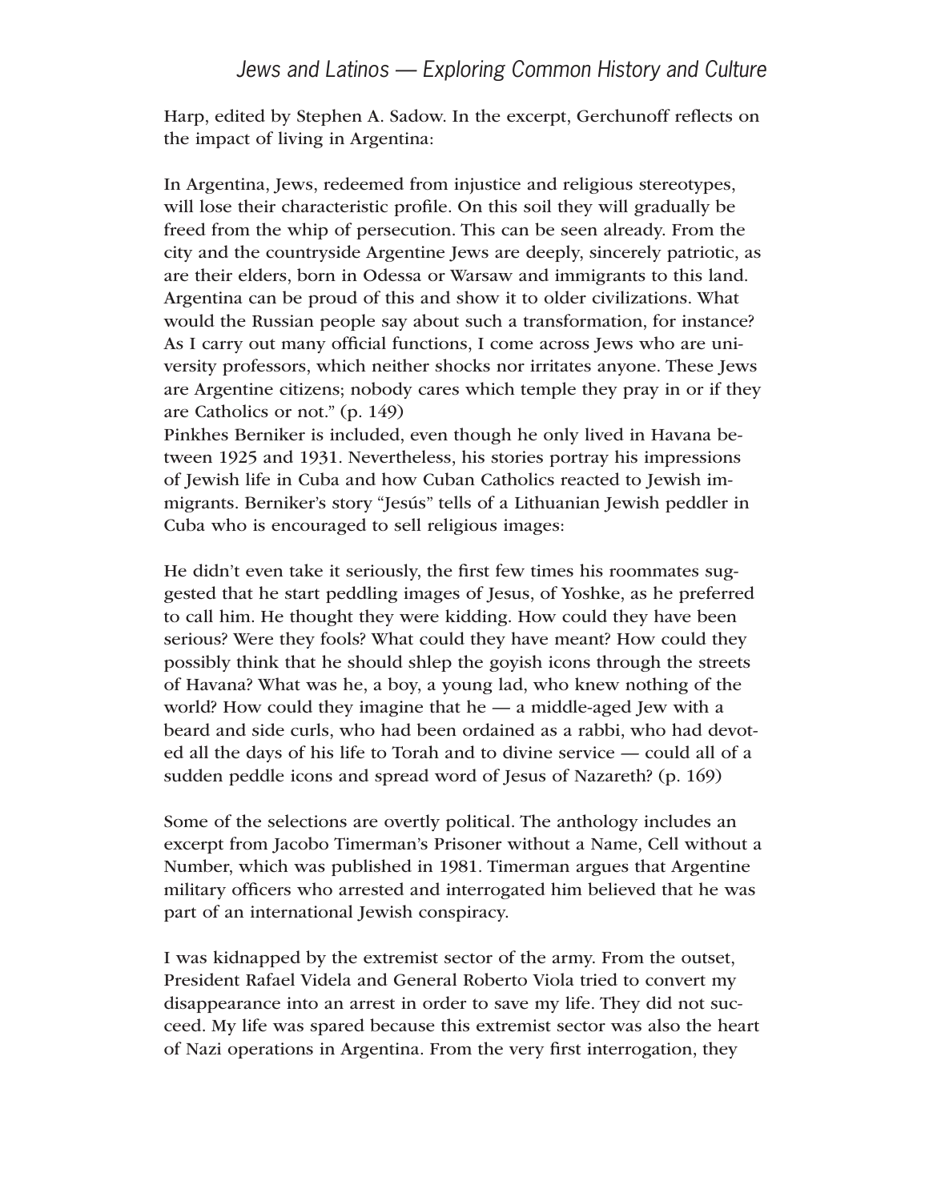Harp, edited by Stephen A. Sadow. In the excerpt, Gerchunoff reflects on the impact of living in Argentina:

In Argentina, Jews, redeemed from injustice and religious stereotypes, will lose their characteristic profile. On this soil they will gradually be freed from the whip of persecution. This can be seen already. From the city and the countryside Argentine Jews are deeply, sincerely patriotic, as are their elders, born in Odessa or Warsaw and immigrants to this land. Argentina can be proud of this and show it to older civilizations. What would the Russian people say about such a transformation, for instance? As I carry out many official functions, I come across Jews who are university professors, which neither shocks nor irritates anyone. These Jews are Argentine citizens; nobody cares which temple they pray in or if they are Catholics or not." (p. 149)

Pinkhes Berniker is included, even though he only lived in Havana between 1925 and 1931. Nevertheless, his stories portray his impressions of Jewish life in Cuba and how Cuban Catholics reacted to Jewish immigrants. Berniker's story "Jesús" tells of a Lithuanian Jewish peddler in Cuba who is encouraged to sell religious images:

He didn't even take it seriously, the first few times his roommates suggested that he start peddling images of Jesus, of Yoshke, as he preferred to call him. He thought they were kidding. How could they have been serious? Were they fools? What could they have meant? How could they possibly think that he should shlep the goyish icons through the streets of Havana? What was he, a boy, a young lad, who knew nothing of the world? How could they imagine that he — a middle-aged Jew with a beard and side curls, who had been ordained as a rabbi, who had devoted all the days of his life to Torah and to divine service — could all of a sudden peddle icons and spread word of Jesus of Nazareth? (p. 169)

Some of the selections are overtly political. The anthology includes an excerpt from Jacobo Timerman's Prisoner without a Name, Cell without a Number, which was published in 1981. Timerman argues that Argentine military officers who arrested and interrogated him believed that he was part of an international Jewish conspiracy.

I was kidnapped by the extremist sector of the army. From the outset, President Rafael Videla and General Roberto Viola tried to convert my disappearance into an arrest in order to save my life. They did not succeed. My life was spared because this extremist sector was also the heart of Nazi operations in Argentina. From the very first interrogation, they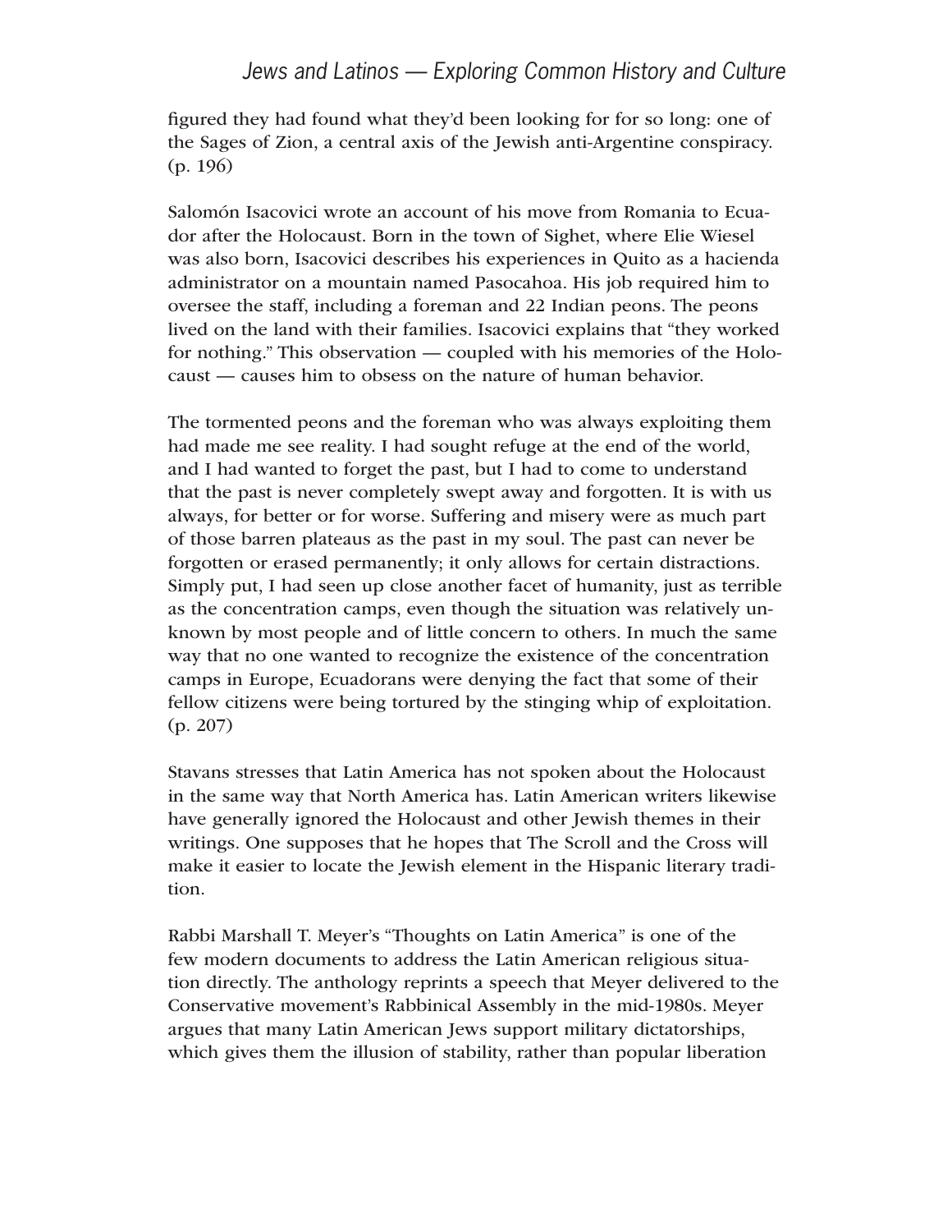figured they had found what they'd been looking for for so long: one of the Sages of Zion, a central axis of the Jewish anti-Argentine conspiracy. (p. 196)

Salomón Isacovici wrote an account of his move from Romania to Ecuador after the Holocaust. Born in the town of Sighet, where Elie Wiesel was also born, Isacovici describes his experiences in Quito as a hacienda administrator on a mountain named Pasocahoa. His job required him to oversee the staff, including a foreman and 22 Indian peons. The peons lived on the land with their families. Isacovici explains that "they worked for nothing." This observation — coupled with his memories of the Holocaust — causes him to obsess on the nature of human behavior.

The tormented peons and the foreman who was always exploiting them had made me see reality. I had sought refuge at the end of the world, and I had wanted to forget the past, but I had to come to understand that the past is never completely swept away and forgotten. It is with us always, for better or for worse. Suffering and misery were as much part of those barren plateaus as the past in my soul. The past can never be forgotten or erased permanently; it only allows for certain distractions. Simply put, I had seen up close another facet of humanity, just as terrible as the concentration camps, even though the situation was relatively unknown by most people and of little concern to others. In much the same way that no one wanted to recognize the existence of the concentration camps in Europe, Ecuadorans were denying the fact that some of their fellow citizens were being tortured by the stinging whip of exploitation. (p. 207)

Stavans stresses that Latin America has not spoken about the Holocaust in the same way that North America has. Latin American writers likewise have generally ignored the Holocaust and other Jewish themes in their writings. One supposes that he hopes that The Scroll and the Cross will make it easier to locate the Jewish element in the Hispanic literary tradition.

Rabbi Marshall T. Meyer's "Thoughts on Latin America" is one of the few modern documents to address the Latin American religious situation directly. The anthology reprints a speech that Meyer delivered to the Conservative movement's Rabbinical Assembly in the mid-1980s. Meyer argues that many Latin American Jews support military dictatorships, which gives them the illusion of stability, rather than popular liberation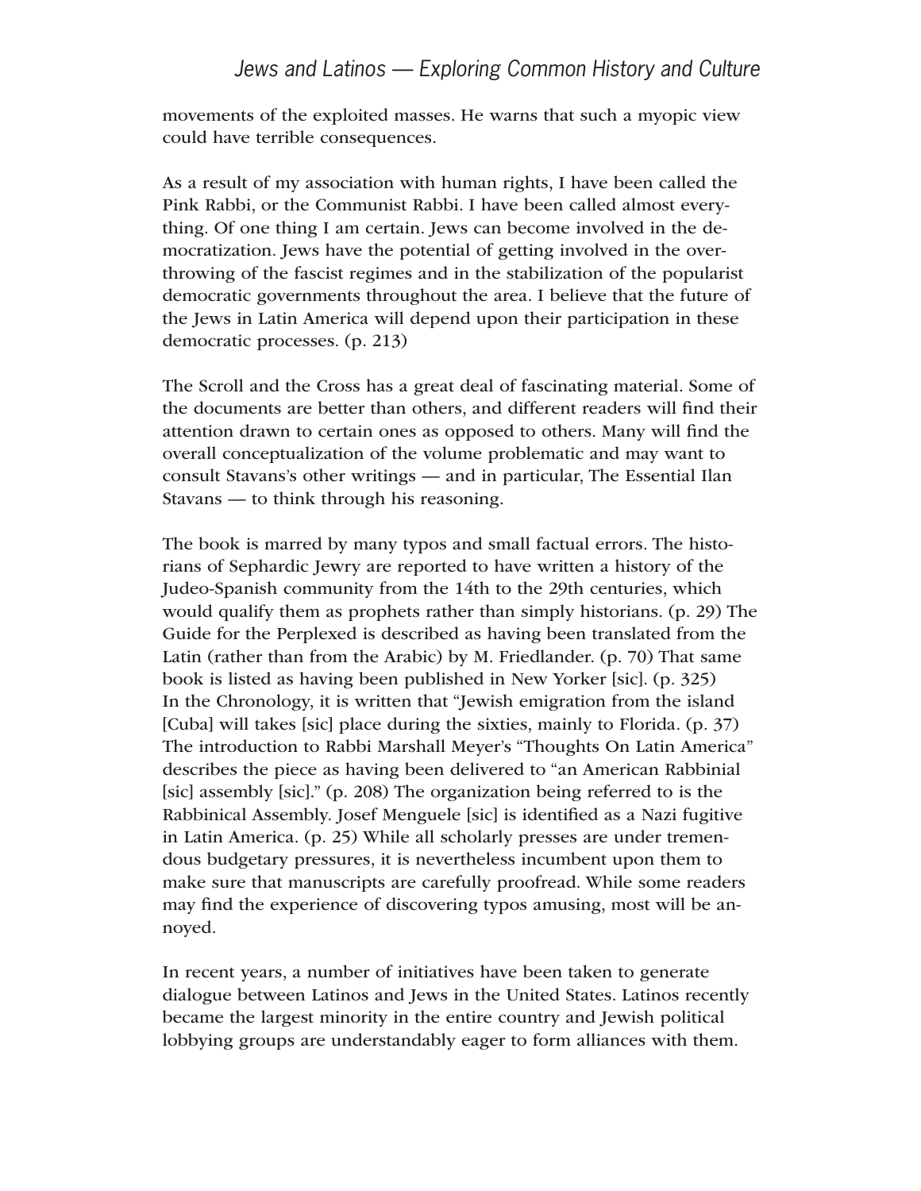movements of the exploited masses. He warns that such a myopic view could have terrible consequences.

As a result of my association with human rights, I have been called the Pink Rabbi, or the Communist Rabbi. I have been called almost everything. Of one thing I am certain. Jews can become involved in the democratization. Jews have the potential of getting involved in the overthrowing of the fascist regimes and in the stabilization of the popularist democratic governments throughout the area. I believe that the future of the Jews in Latin America will depend upon their participation in these democratic processes. (p. 213)

The Scroll and the Cross has a great deal of fascinating material. Some of the documents are better than others, and different readers will find their attention drawn to certain ones as opposed to others. Many will find the overall conceptualization of the volume problematic and may want to consult Stavans's other writings — and in particular, The Essential Ilan Stavans — to think through his reasoning.

The book is marred by many typos and small factual errors. The historians of Sephardic Jewry are reported to have written a history of the Judeo-Spanish community from the 14th to the 29th centuries, which would qualify them as prophets rather than simply historians. (p. 29) The Guide for the Perplexed is described as having been translated from the Latin (rather than from the Arabic) by M. Friedlander. (p. 70) That same book is listed as having been published in New Yorker [sic]. (p. 325) In the Chronology, it is written that "Jewish emigration from the island [Cuba] will takes [sic] place during the sixties, mainly to Florida. (p. 37) The introduction to Rabbi Marshall Meyer's "Thoughts On Latin America" describes the piece as having been delivered to "an American Rabbinial [sic] assembly [sic]." (p. 208) The organization being referred to is the Rabbinical Assembly. Josef Menguele [sic] is identified as a Nazi fugitive in Latin America. (p. 25) While all scholarly presses are under tremendous budgetary pressures, it is nevertheless incumbent upon them to make sure that manuscripts are carefully proofread. While some readers may find the experience of discovering typos amusing, most will be annoyed.

In recent years, a number of initiatives have been taken to generate dialogue between Latinos and Jews in the United States. Latinos recently became the largest minority in the entire country and Jewish political lobbying groups are understandably eager to form alliances with them.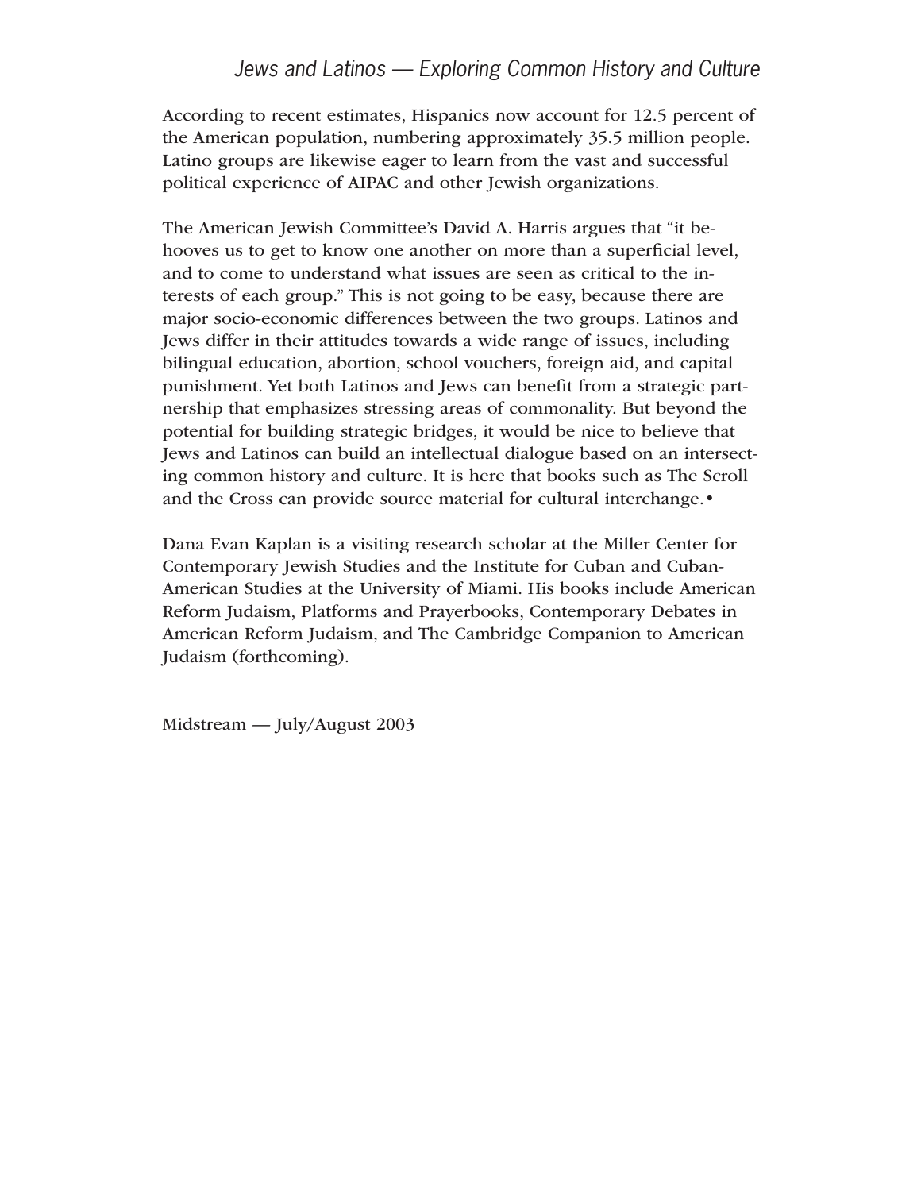According to recent estimates, Hispanics now account for 12.5 percent of the American population, numbering approximately 35.5 million people. Latino groups are likewise eager to learn from the vast and successful political experience of AIPAC and other Jewish organizations.

The American Jewish Committee's David A. Harris argues that "it behooves us to get to know one another on more than a superficial level, and to come to understand what issues are seen as critical to the interests of each group." This is not going to be easy, because there are major socio-economic differences between the two groups. Latinos and Jews differ in their attitudes towards a wide range of issues, including bilingual education, abortion, school vouchers, foreign aid, and capital punishment. Yet both Latinos and Jews can benefit from a strategic partnership that emphasizes stressing areas of commonality. But beyond the potential for building strategic bridges, it would be nice to believe that Jews and Latinos can build an intellectual dialogue based on an intersecting common history and culture. It is here that books such as The Scroll and the Cross can provide source material for cultural interchange.•

Dana Evan Kaplan is a visiting research scholar at the Miller Center for Contemporary Jewish Studies and the Institute for Cuban and Cuban-American Studies at the University of Miami. His books include American Reform Judaism, Platforms and Prayerbooks, Contemporary Debates in American Reform Judaism, and The Cambridge Companion to American Judaism (forthcoming).

Midstream — July/August 2003